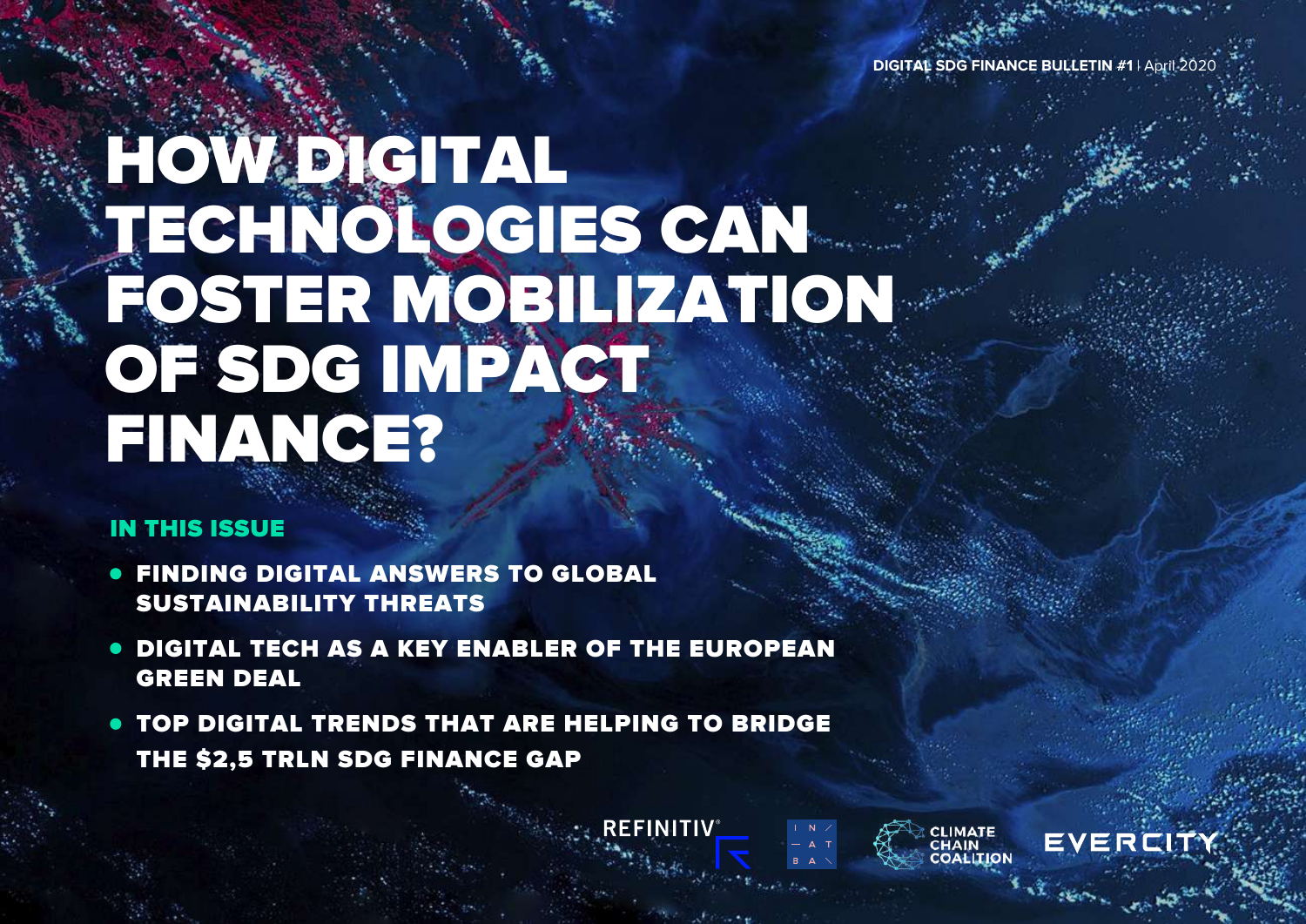**DIGITAL SDG FINANCE BULLETIN #1** | April 2020

# HOW DIGITAL TECHNOLOGIES CAN FOSTER MOBILIZATION OF SDG IMPACT FINANCE?

## IN THIS ISSUE

- **FINDING DIGITAL ANSWERS TO GLOBAL SUSTAINABILITY THREATS**
- **DIGITAL TECH AS A KEY ENABLER OF THE EUROPEAN GREEN DEAL**
- **TOP DIGITAL TRENDS THAT ARE HELPING TO BRIDGE THE $2,5 TRLN SDG FINANCE GAP**

REFINITIV | INATBA | CLIMATE CHAIN COALITION | EVERCITY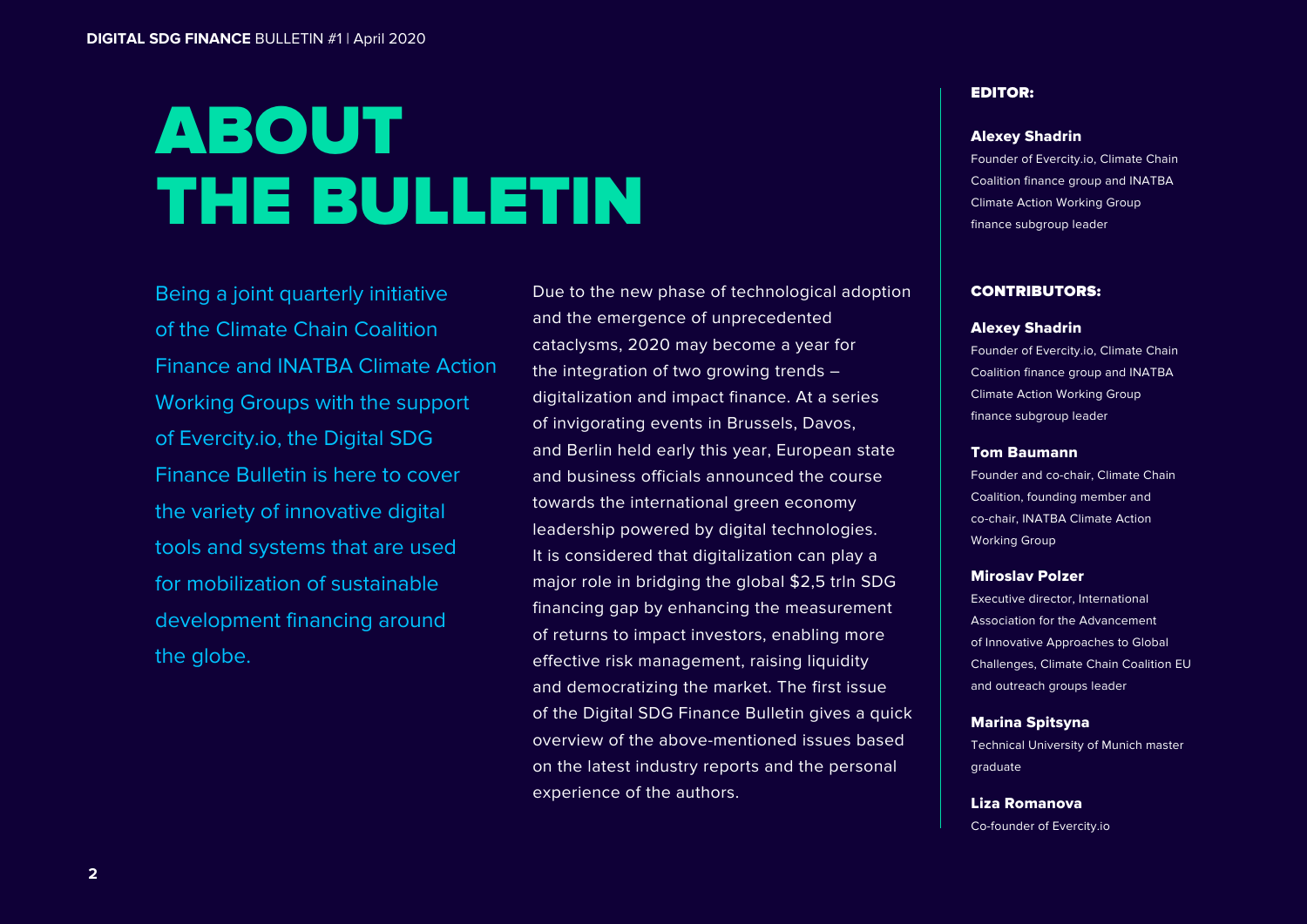# ABOUT THE BULLETIN

Being a joint quarterly initiative of the Climate Chain Coalition Finance and INATBA Climate Action Working Groups with the support of Evercity.io, the Digital SDG Finance Bulletin is here to cover the variety of innovative digital tools and systems that are used for mobilization of sustainable development financing around the globe.

Due to the new phase of technological adoption and the emergence of unprecedented cataclysms, 2020 may become a year for the integration of two growing trends – digitalization and impact finance. At a series of invigorating events in Brussels, Davos, and Berlin held early this year, European state and business officials announced the course towards the international green economy leadership powered by digital technologies. It is considered that digitalization can play a major role in bridging the global $2,5 trln SDG financing gap by enhancing the measurement of returns to impact investors, enabling more effective risk management, raising liquidity and democratizing the market. The first issue of the Digital SDG Finance Bulletin gives a quick overview of the above-mentioned issues based on the latest industry reports and the personal experience of the authors.

## EDITOR:

**Alexey Shadrin**
Founder of Evercity.io, Climate Chain Coalition finance group and INATBA Climate Action Working Group finance subgroup leader

## CONTRIBUTORS:

**Alexey Shadrin**
Founder of Evercity.io, Climate Chain Coalition finance group and INATBA Climate Action Working Group finance subgroup leader

**Tom Baumann**
Founder and co-chair, Climate Chain Coalition, founding member and co-chair, INATBA Climate Action Working Group

**Miroslav Polzer**
Executive director, International Association for the Advancement of Innovative Approaches to Global Challenges, Climate Chain Coalition EU and outreach groups leader

**Marina Spitsyna**
Technical University of Munich master graduate

**Liza Romanova**
Co-founder of Evercity.io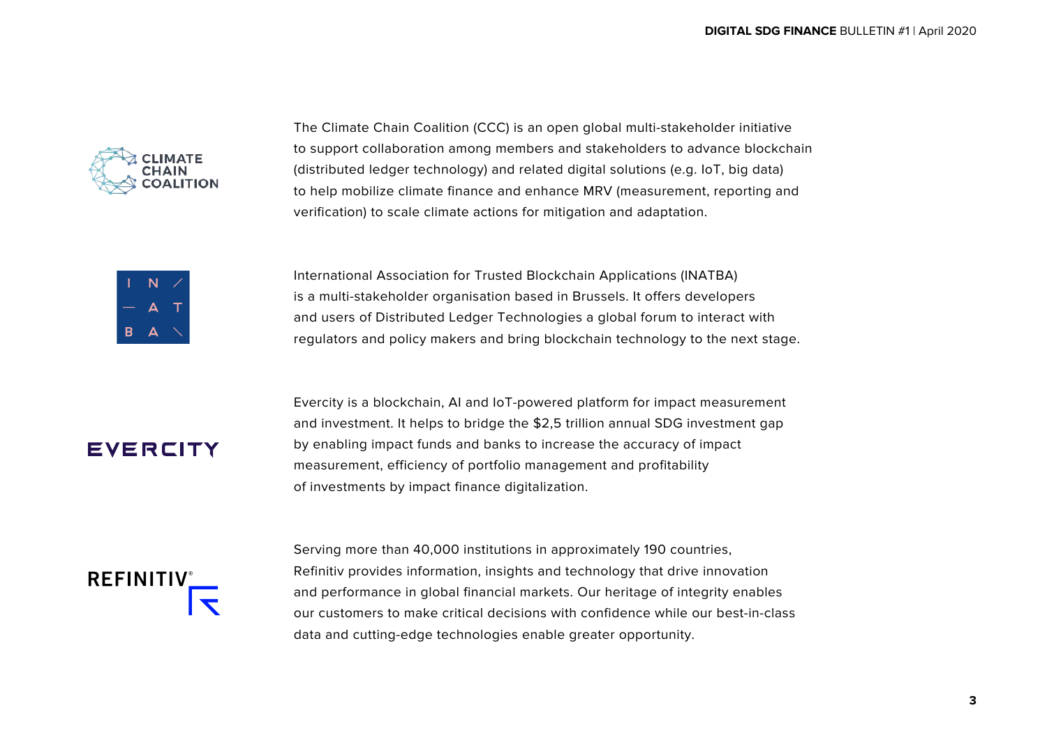The Climate Chain Coalition (CCC) is an open global multi-stakeholder initiative to support collaboration among members and stakeholders to advance blockchain (distributed ledger technology) and related digital solutions (e.g. IoT, big data) to help mobilize climate finance and enhance MRV (measurement, reporting and verification) to scale climate actions for mitigation and adaptation.

International Association for Trusted Blockchain Applications (INATBA) is a multi-stakeholder organisation based in Brussels. It offers developers and users of Distributed Ledger Technologies a global forum to interact with regulators and policy makers and bring blockchain technology to the next stage.

Evercity is a blockchain, AI and IoT-powered platform for impact measurement and investment. It helps to bridge the $2,5 trillion annual SDG investment gap by enabling impact funds and banks to increase the accuracy of impact measurement, efficiency of portfolio management and profitability of investments by impact finance digitalization.

Serving more than 40,000 institutions in approximately 190 countries, Refinitiv provides information, insights and technology that drive innovation and performance in global financial markets. Our heritage of integrity enables our customers to make critical decisions with confidence while our best-in-class data and cutting-edge technologies enable greater opportunity.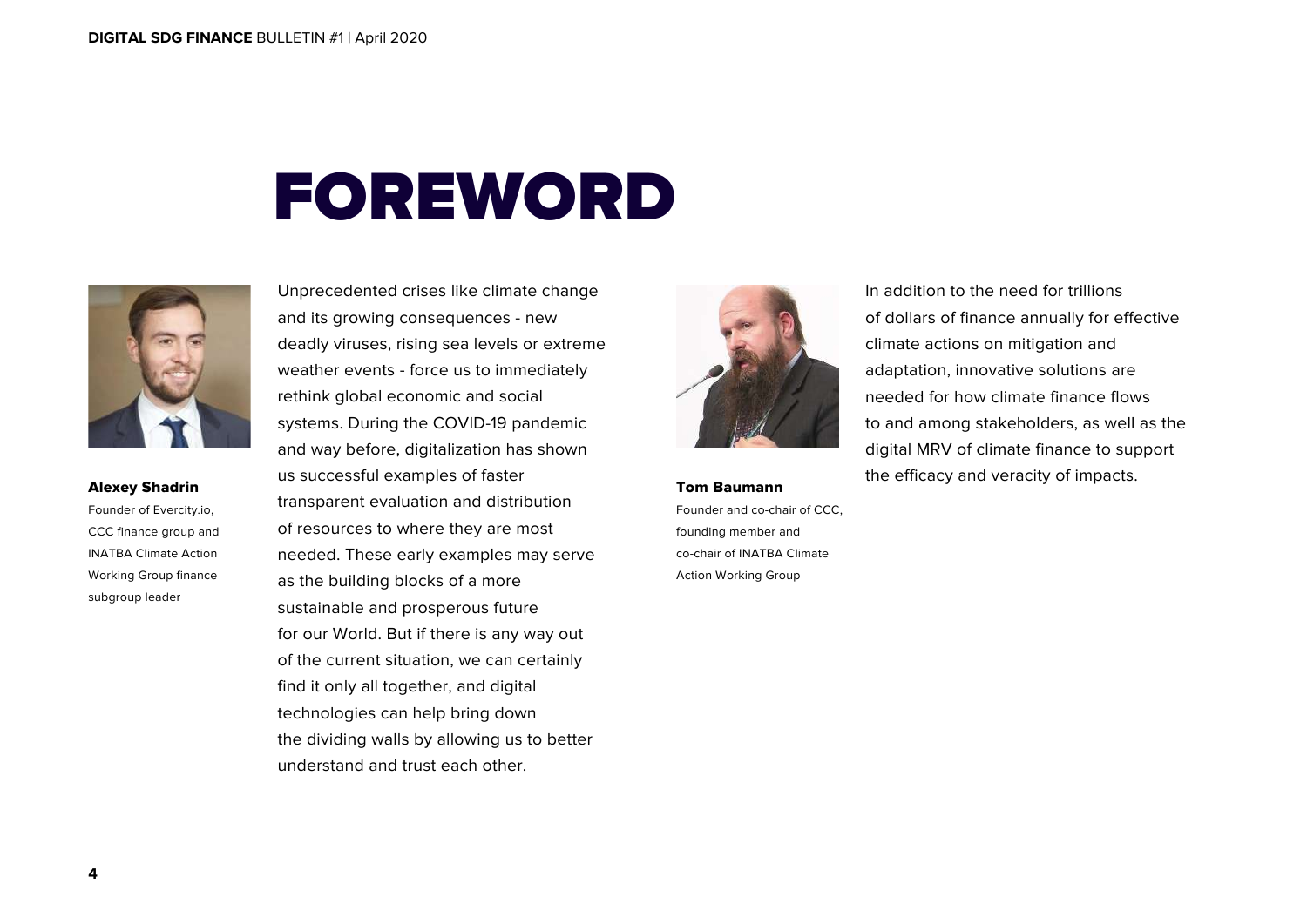# FOREWORD

**Alexey Shadrin**
Founder of Evercity.io, CCC finance group and INATBA Climate Action Working Group finance subgroup leader

Unprecedented crises like climate change and its growing consequences - new deadly viruses, rising sea levels or extreme weather events - force us to immediately rethink global economic and social systems. During the COVID-19 pandemic and way before, digitalization has shown us successful examples of faster transparent evaluation and distribution of resources to where they are most needed. These early examples may serve as the building blocks of a more sustainable and prosperous future for our World. But if there is any way out of the current situation, we can certainly find it only all together, and digital technologies can help bring down the dividing walls by allowing us to better understand and trust each other.

**Tom Baumann**
Founder and co-chair of CCC, founding member and co-chair of INATBA Climate Action Working Group

In addition to the need for trillions of dollars of finance annually for effective climate actions on mitigation and adaptation, innovative solutions are needed for how climate finance flows to and among stakeholders, as well as the digital MRV of climate finance to support the efficacy and veracity of impacts.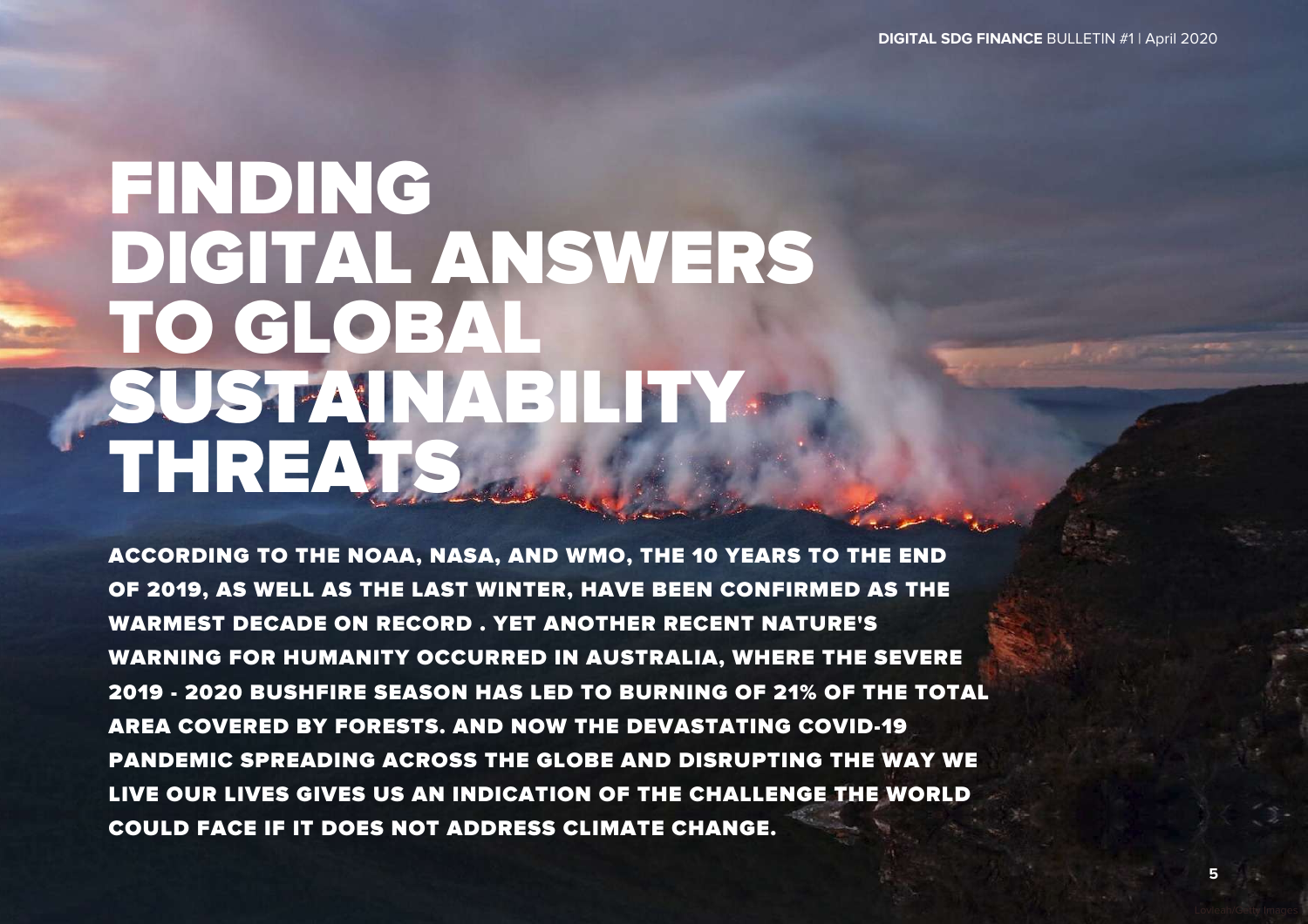# FINDING DIGITAL ANSWERS TO GLOBAL SUSTAINABILITY THREATS

**ACCORDING TO THE NOAA, NASA, AND WMO, THE 10 YEARS TO THE END OF 2019, AS WELL AS THE LAST WINTER, HAVE BEEN CONFIRMED AS THE WARMEST DECADE ON RECORD . YET ANOTHER RECENT NATURE'S WARNING FOR HUMANITY OCCURRED IN AUSTRALIA, WHERE THE SEVERE 2019 - 2020 BUSHFIRE SEASON HAS LED TO BURNING OF 21% OF THE TOTAL AREA COVERED BY FORESTS. AND NOW THE DEVASTATING COVID-19 PANDEMIC SPREADING ACROSS THE GLOBE AND DISRUPTING THE WAY WE LIVE OUR LIVES GIVES US AN INDICATION OF THE CHALLENGE THE WORLD COULD FACE IF IT DOES NOT ADDRESS CLIMATE CHANGE.**

Lovleah/Getty Images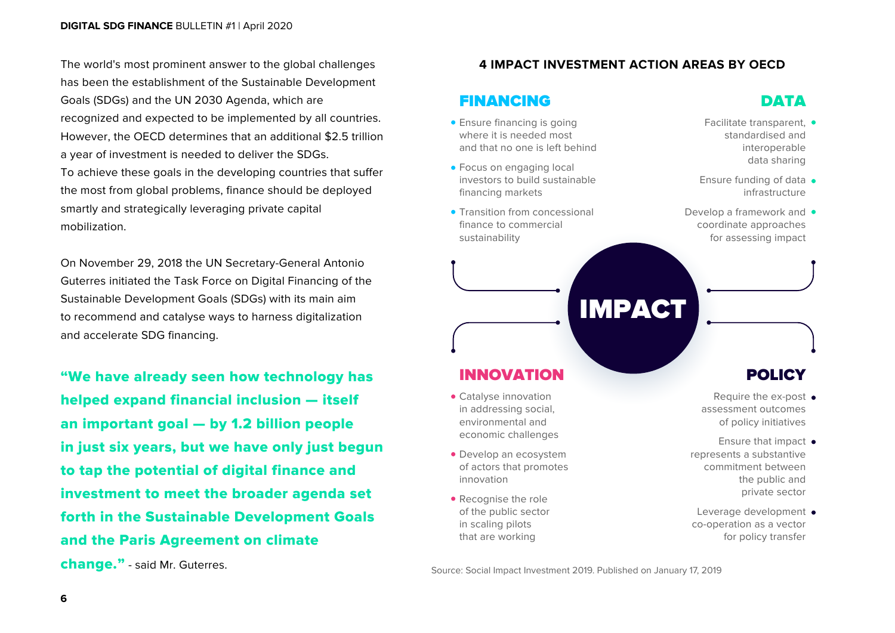The world's most prominent answer to the global challenges has been the establishment of the Sustainable Development Goals (SDGs) and the UN 2030 Agenda, which are recognized and expected to be implemented by all countries. However, the OECD determines that an additional $2.5 trillion a year of investment is needed to deliver the SDGs. To achieve these goals in the developing countries that suffer the most from global problems, finance should be deployed smartly and strategically leveraging private capital mobilization.

On November 29, 2018 the UN Secretary-General Antonio Guterres initiated the Task Force on Digital Financing of the Sustainable Development Goals (SDGs) with its main aim to recommend and catalyse ways to harness digitalization and accelerate SDG financing.

**"We have already seen how technology has helped expand financial inclusion — itself an important goal — by 1.2 billion people in just six years, but we have only just begun to tap the potential of digital finance and investment to meet the broader agenda set forth in the Sustainable Development Goals and the Paris Agreement on climate change."** - said Mr. Guterres.

## 4 IMPACT INVESTMENT ACTION AREAS BY OECD

### IMPACT

### FINANCING

- Ensure financing is going where it is needed most and that no one is left behind
- Focus on engaging local investors to build sustainable financing markets
- Transition from concessional finance to commercial sustainability

### DATA

- Facilitate transparent, standardised and interoperable data sharing
- Ensure funding of data infrastructure
- Develop a framework and coordinate approaches for assessing impact

### INNOVATION

- Catalyse innovation in addressing social, environmental and economic challenges
- Develop an ecosystem of actors that promotes innovation
- Recognise the role of the public sector in scaling pilots that are working

### POLICY

- Require the ex-post assessment outcomes of policy initiatives
- Ensure that impact represents a substantive commitment between the public and private sector
- Leverage development co-operation as a vector for policy transfer

Source: Social Impact Investment 2019. Published on January 17, 2019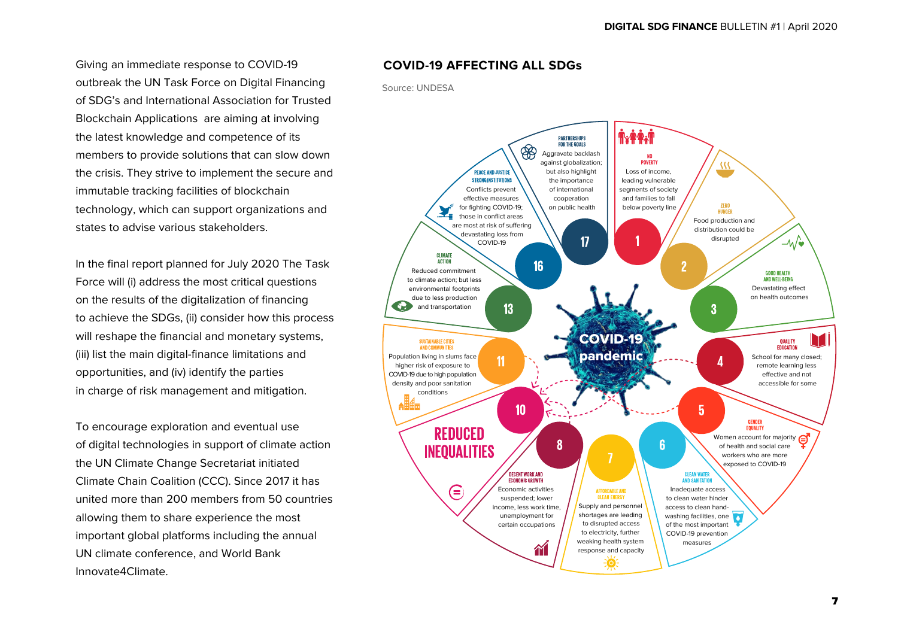Giving an immediate response to COVID-19 outbreak the UN Task Force on Digital Financing of SDG's and International Association for Trusted Blockchain Applications are aiming at involving the latest knowledge and competence of its members to provide solutions that can slow down the crisis. They strive to implement the secure and immutable tracking facilities of blockchain technology, which can support organizations and states to advise various stakeholders.

In the final report planned for July 2020 The Task Force will (i) address the most critical questions on the results of the digitalization of financing to achieve the SDGs, (ii) consider how this process will reshape the financial and monetary systems, (iii) list the main digital-finance limitations and opportunities, and (iv) identify the parties in charge of risk management and mitigation.

To encourage exploration and eventual use of digital technologies in support of climate action the UN Climate Change Secretariat initiated Climate Chain Coalition (CCC). Since 2017 it has united more than 200 members from 50 countries allowing them to share experience the most important global platforms including the annual UN climate conference, and World Bank Innovate4Climate.

## COVID-19 AFFECTING ALL SDGs

Source: UNDESA

**COVID-19 pandemic**

- **1 – NO POVERTY:** Loss of income, leading vulnerable segments of society and families to fall below poverty line
- **2 – ZERO HUNGER:** Food production and distribution could be disrupted
- **3 – GOOD HEALTH AND WELL-BEING:** Devastating effect on health outcomes
- **4 – QUALITY EDUCATION:** School for many closed; remote learning less effective and not accessible for some
- **5 – GENDER EQUALITY:** Women account for majority of health and social care workers who are more exposed to COVID-19
- **6 – CLEAN WATER AND SANITATION:** Inadequate access to clean water hinder access to clean hand-washing facilities, one of the most important COVID-19 prevention measures
- **7 – AFFORDABLE AND CLEAN ENERGY:** Supply and personnel shortages are leading to disrupted access to electricity, further weaking health system response and capacity
- **8 – DECENT WORK AND ECONOMIC GROWTH:** Economic activities suspended; lower income, less work time, unemployment for certain occupations
- **10 – REDUCED INEQUALITIES**
- **11 – SUSTAINABLE CITIES AND COMMUNITIES:** Population living in slums face higher risk of exposure to COVID-19 due to high population density and poor sanitation conditions
- **13 – CLIMATE ACTION:** Reduced commitment to climate action; but less environmental footprints due to less production and transportation
- **16 – PEACE AND JUSTICE STRONG INSTITUTIONS:** Conflicts prevent effective measures for fighting COVID-19; those in conflict areas are most at risk of suffering devastating loss from COVID-19
- **17 – PARTNERSHIPS FOR THE GOALS:** Aggravate backlash against globalization; but also highlight the importance of international cooperation on public health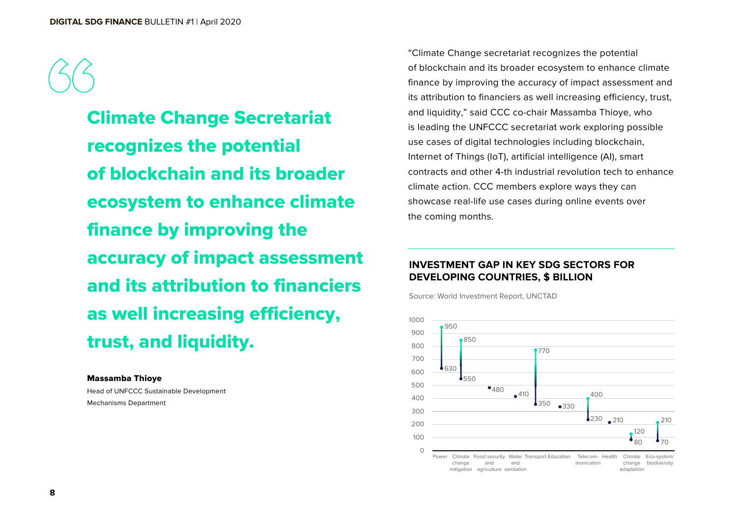> **Climate Change Secretariat recognizes the potential of blockchain and its broader ecosystem to enhance climate finance by improving the accuracy of impact assessment and its attribution to financiers as well increasing efficiency, trust, and liquidity.**

**Massamba Thioye**
Head of UNFCCC Sustainable Development Mechanisms Department

"Climate Change secretariat recognizes the potential of blockchain and its broader ecosystem to enhance climate finance by improving the accuracy of impact assessment and its attribution to financiers as well increasing efficiency, trust, and liquidity," said CCC co-chair Massamba Thioye, who is leading the UNFCCC secretariat work exploring possible use cases of digital technologies including blockchain, Internet of Things (IoT), artificial intelligence (AI), smart contracts and other 4-th industrial revolution tech to enhance climate action. CCC members explore ways they can showcase real-life use cases during online events over the coming months.

### INVESTMENT GAP IN KEY SDG SECTORS FOR DEVELOPING COUNTRIES, $ BILLION

Source: World Investment Report, UNCTAD

| Sector | Low | High |
|---|---|---|
| Power | 630 | 950 |
| Climate change mitigation | 550 | 850 |
| Food security and agriculture | 480 | |
| Water and sanitation | 410 | |
| Transport | 350 | 770 |
| Education | 330 | |
| Telecommunication | 230 | 400 |
| Health | 210 | |
| Climate change adaptation | 80 | 120 |
| Eco-system/biodiversity | 70 | 210 |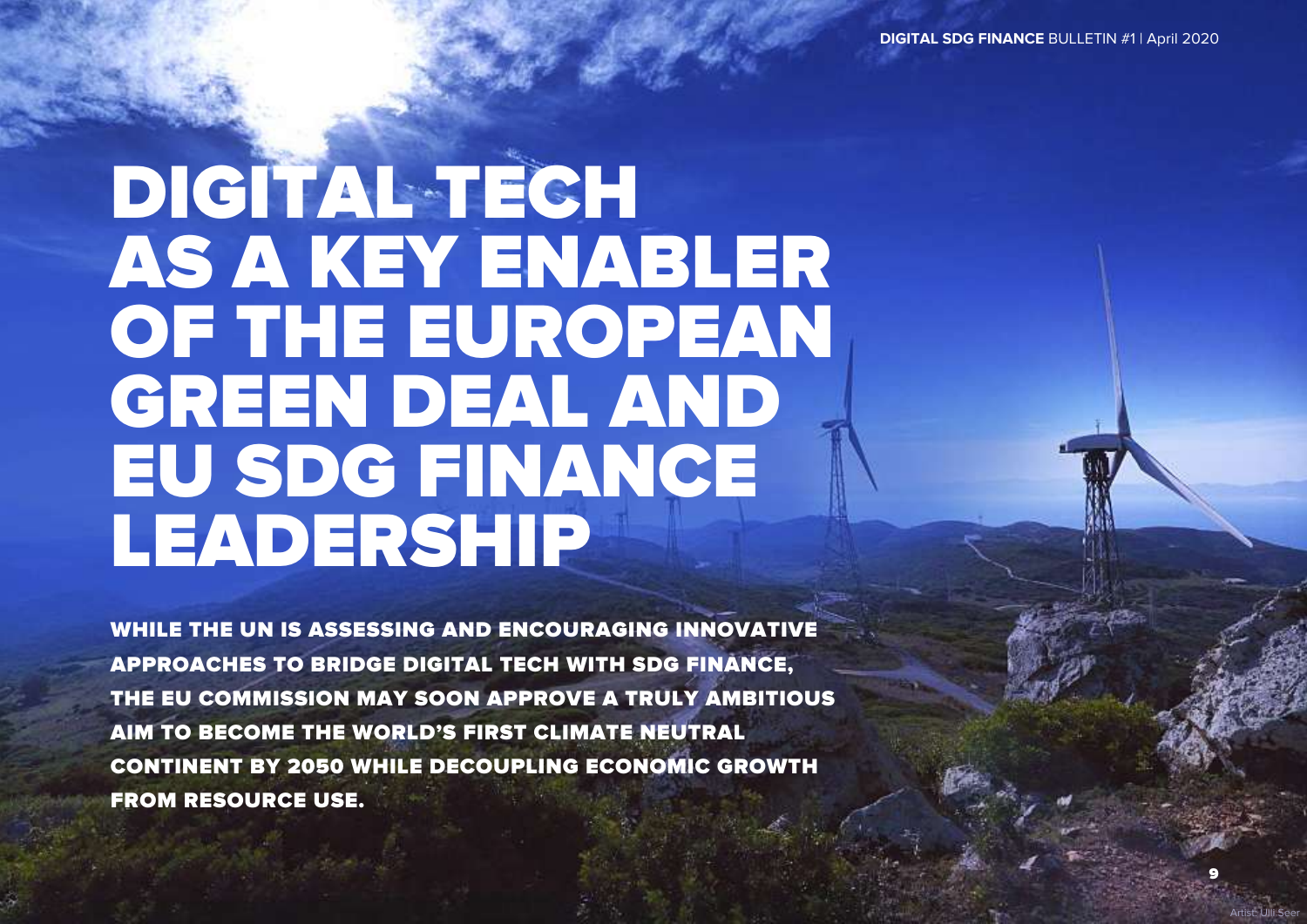# DIGITAL TECH AS A KEY ENABLER OF THE EUROPEAN GREEN DEAL AND EU SDG FINANCE LEADERSHIP

**WHILE THE UN IS ASSESSING AND ENCOURAGING INNOVATIVE APPROACHES TO BRIDGE DIGITAL TECH WITH SDG FINANCE, THE EU COMMISSION MAY SOON APPROVE A TRULY AMBITIOUS AIM TO BECOME THE WORLD'S FIRST CLIMATE NEUTRAL CONTINENT BY 2050 WHILE DECOUPLING ECONOMIC GROWTH FROM RESOURCE USE.**

Artist: Ulli Seer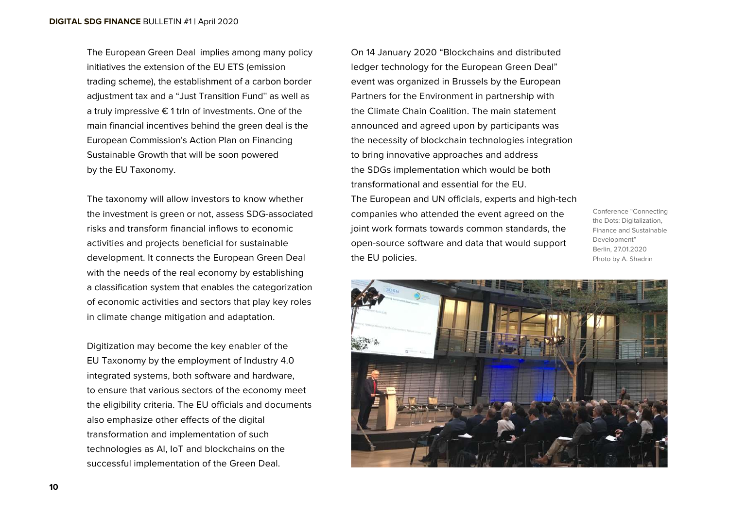The European Green Deal  implies among many policy initiatives the extension of the EU ETS (emission trading scheme), the establishment of a carbon border adjustment tax and a "Just Transition Fund'' as well as a truly impressive € 1 trln of investments. One of the main financial incentives behind the green deal is the European Commission's Action Plan on Financing Sustainable Growth that will be soon powered by the EU Taxonomy.

The taxonomy will allow investors to know whether the investment is green or not, assess SDG-associated risks and transform financial inflows to economic activities and projects beneficial for sustainable development. It connects the European Green Deal with the needs of the real economy by establishing a classification system that enables the categorization of economic activities and sectors that play key roles in climate change mitigation and adaptation.

Digitization may become the key enabler of the EU Taxonomy by the employment of Industry 4.0 integrated systems, both software and hardware, to ensure that various sectors of the economy meet the eligibility criteria. The EU officials and documents also emphasize other effects of the digital transformation and implementation of such technologies as AI, IoT and blockchains on the successful implementation of the Green Deal.

On 14 January 2020 "Blockchains and distributed ledger technology for the European Green Deal" event was organized in Brussels by the European Partners for the Environment in partnership with the Climate Chain Coalition. The main statement announced and agreed upon by participants was the necessity of blockchain technologies integration to bring innovative approaches and address the SDGs implementation which would be both transformational and essential for the EU.
The European and UN officials, experts and high-tech companies who attended the event agreed on the joint work formats towards common standards, the open-source software and data that would support the EU policies.

Conference "Connecting the Dots: Digitalization, Finance and Sustainable Development"
Berlin, 27.01.2020
Photo by A. Shadrin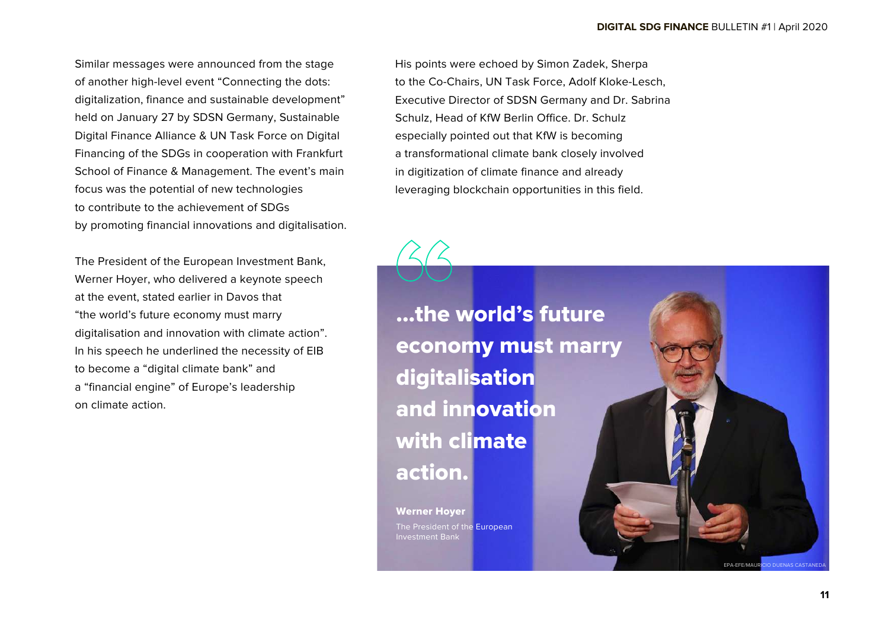Similar messages were announced from the stage of another high-level event "Connecting the dots: digitalization, finance and sustainable development" held on January 27 by SDSN Germany, Sustainable Digital Finance Alliance & UN Task Force on Digital Financing of the SDGs in cooperation with Frankfurt School of Finance & Management. The event's main focus was the potential of new technologies to contribute to the achievement of SDGs by promoting financial innovations and digitalisation.

The President of the European Investment Bank, Werner Hoyer, who delivered a keynote speech at the event, stated earlier in Davos that "the world's future economy must marry digitalisation and innovation with climate action". In his speech he underlined the necessity of EIB to become a "digital climate bank" and a "financial engine" of Europe's leadership on climate action.

His points were echoed by Simon Zadek, Sherpa to the Co-Chairs, UN Task Force, Adolf Kloke-Lesch, Executive Director of SDSN Germany and Dr. Sabrina Schulz, Head of KfW Berlin Office. Dr. Schulz especially pointed out that KfW is becoming a transformational climate bank closely involved in digitization of climate finance and already leveraging blockchain opportunities in this field.

> **...the world's future economy must marry digitalisation and innovation with climate action.**
>
> **Werner Hoyer**
> The President of the European Investment Bank

EPA-EFE/MAURICIO DUENAS CASTANEDA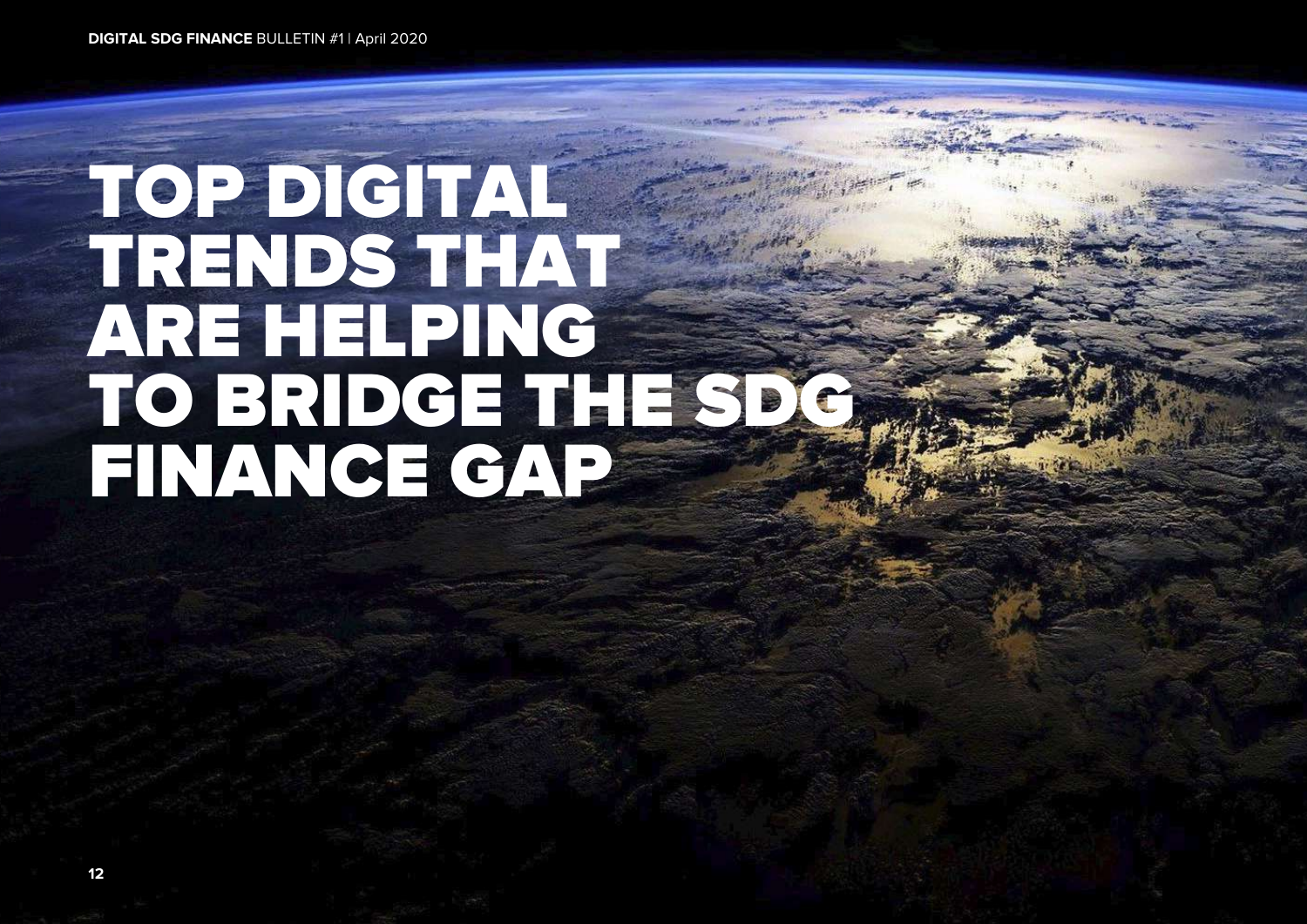# TOP DIGITAL TRENDS THAT ARE HELPING TO BRIDGE THE SDG FINANCE GAP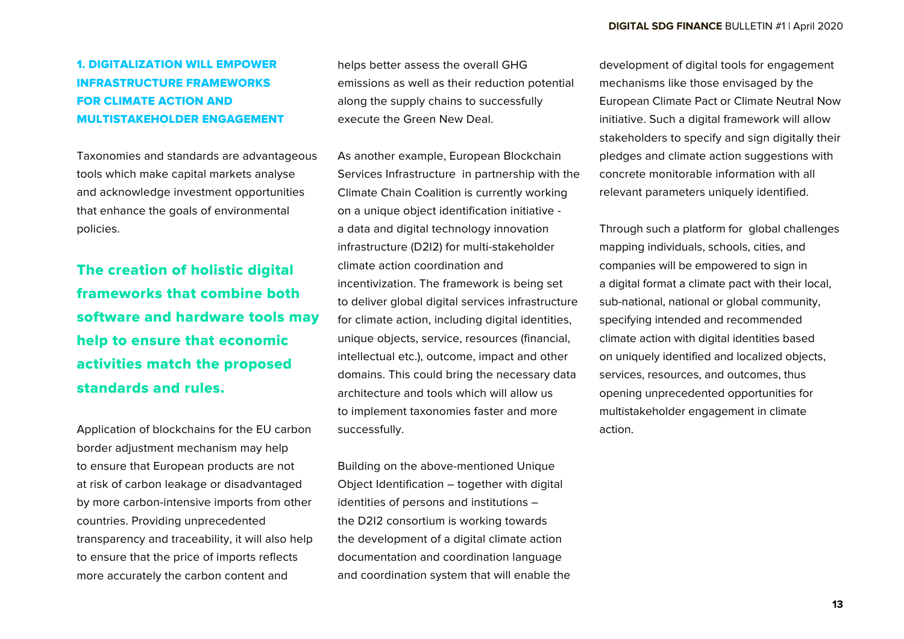## 1. DIGITALIZATION WILL EMPOWER INFRASTRUCTURE FRAMEWORKS FOR CLIMATE ACTION AND MULTISTAKEHOLDER ENGAGEMENT

Taxonomies and standards are advantageous tools which make capital markets analyse and acknowledge investment opportunities that enhance the goals of environmental policies.

**The creation of holistic digital frameworks that combine both software and hardware tools may help to ensure that economic activities match the proposed standards and rules.**

Application of blockchains for the EU carbon border adjustment mechanism may help to ensure that European products are not at risk of carbon leakage or disadvantaged by more carbon-intensive imports from other countries. Providing unprecedented transparency and traceability, it will also help to ensure that the price of imports reflects more accurately the carbon content and helps better assess the overall GHG emissions as well as their reduction potential along the supply chains to successfully execute the Green New Deal.

As another example, European Blockchain Services Infrastructure in partnership with the Climate Chain Coalition is currently working on a unique object identification initiative - a data and digital technology innovation infrastructure (D2I2) for multi-stakeholder climate action coordination and incentivization. The framework is being set to deliver global digital services infrastructure for climate action, including digital identities, unique objects, service, resources (financial, intellectual etc.), outcome, impact and other domains. This could bring the necessary data architecture and tools which will allow us to implement taxonomies faster and more successfully.

Building on the above-mentioned Unique Object Identification – together with digital identities of persons and institutions – the D2I2 consortium is working towards the development of a digital climate action documentation and coordination language and coordination system that will enable the development of digital tools for engagement mechanisms like those envisaged by the European Climate Pact or Climate Neutral Now initiative. Such a digital framework will allow stakeholders to specify and sign digitally their pledges and climate action suggestions with concrete monitorable information with all relevant parameters uniquely identified.

Through such a platform for global challenges mapping individuals, schools, cities, and companies will be empowered to sign in a digital format a climate pact with their local, sub-national, national or global community, specifying intended and recommended climate action with digital identities based on uniquely identified and localized objects, services, resources, and outcomes, thus opening unprecedented opportunities for multistakeholder engagement in climate action.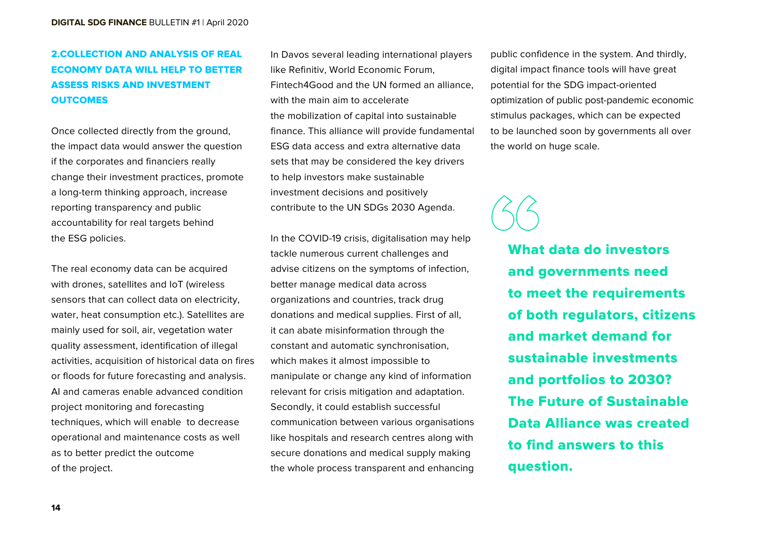## 2.COLLECTION AND ANALYSIS OF REAL ECONOMY DATA WILL HELP TO BETTER ASSESS RISKS AND INVESTMENT OUTCOMES

Once collected directly from the ground, the impact data would answer the question if the corporates and financiers really change their investment practices, promote a long-term thinking approach, increase reporting transparency and public accountability for real targets behind the ESG policies.

The real economy data can be acquired with drones, satellites and IoT (wireless sensors that can collect data on electricity, water, heat consumption etc.). Satellites are mainly used for soil, air, vegetation water quality assessment, identification of illegal activities, acquisition of historical data on fires or floods for future forecasting and analysis. AI and cameras enable advanced condition project monitoring and forecasting techniques, which will enable to decrease operational and maintenance costs as well as to better predict the outcome of the project.

In Davos several leading international players like Refinitiv, World Economic Forum, Fintech4Good and the UN formed an alliance, with the main aim to accelerate the mobilization of capital into sustainable finance. This alliance will provide fundamental ESG data access and extra alternative data sets that may be considered the key drivers to help investors make sustainable investment decisions and positively contribute to the UN SDGs 2030 Agenda.

In the COVID-19 crisis, digitalisation may help tackle numerous current challenges and advise citizens on the symptoms of infection, better manage medical data across organizations and countries, track drug donations and medical supplies. First of all, it can abate misinformation through the constant and automatic synchronisation, which makes it almost impossible to manipulate or change any kind of information relevant for crisis mitigation and adaptation. Secondly, it could establish successful communication between various organisations like hospitals and research centres along with secure donations and medical supply making the whole process transparent and enhancing public confidence in the system. And thirdly, digital impact finance tools will have great potential for the SDG impact-oriented optimization of public post-pandemic economic stimulus packages, which can be expected to be launched soon by governments all over the world on huge scale.

> **What data do investors and governments need to meet the requirements of both regulators, citizens and market demand for sustainable investments and portfolios to 2030? The Future of Sustainable Data Alliance was created to find answers to this question.**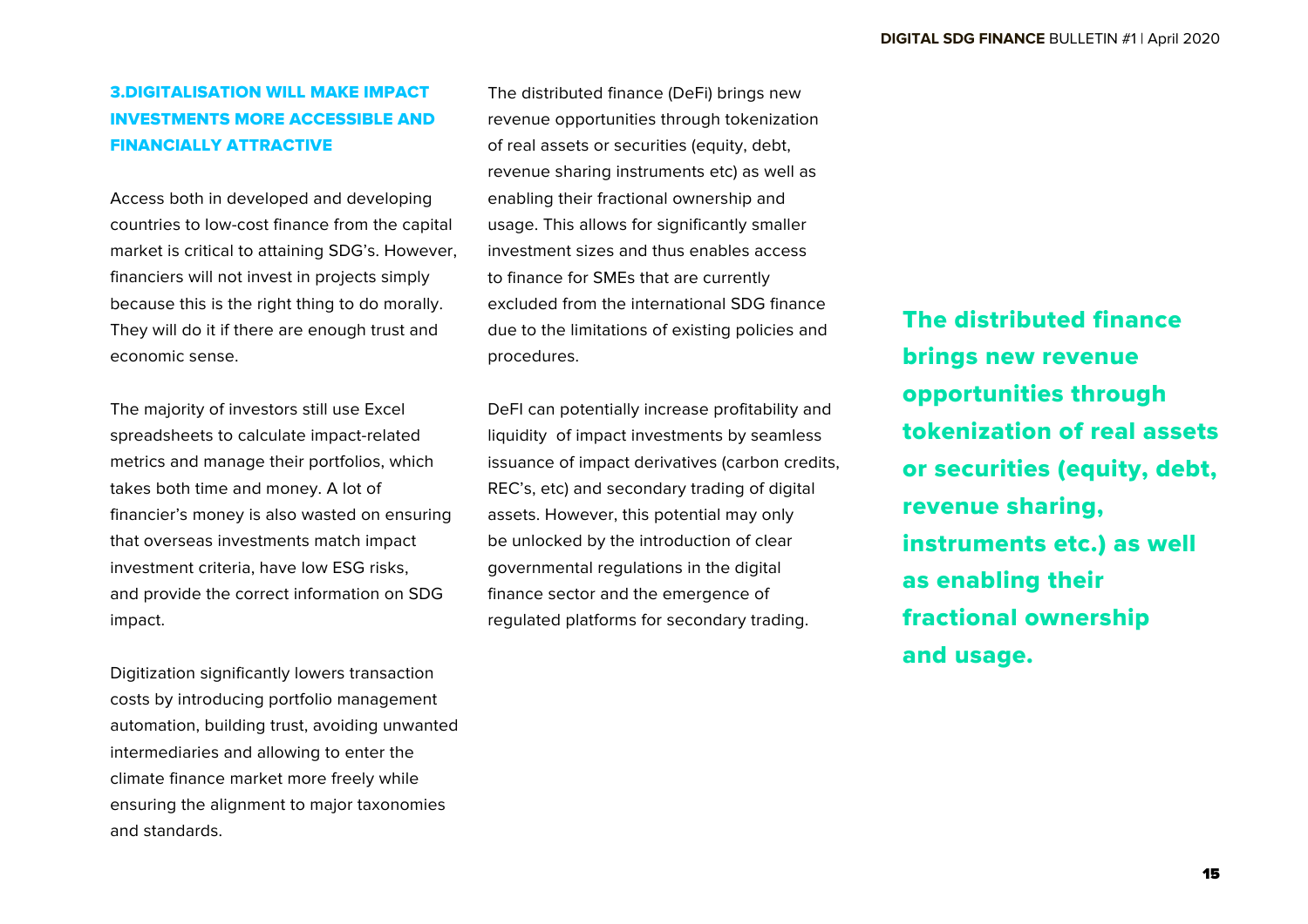## 3.DIGITALISATION WILL MAKE IMPACT INVESTMENTS MORE ACCESSIBLE AND FINANCIALLY ATTRACTIVE

Access both in developed and developing countries to low-cost finance from the capital market is critical to attaining SDG's. However, financiers will not invest in projects simply because this is the right thing to do morally. They will do it if there are enough trust and economic sense.

The majority of investors still use Excel spreadsheets to calculate impact-related metrics and manage their portfolios, which takes both time and money. A lot of financier's money is also wasted on ensuring that overseas investments match impact investment criteria, have low ESG risks, and provide the correct information on SDG impact.

Digitization significantly lowers transaction costs by introducing portfolio management automation, building trust, avoiding unwanted intermediaries and allowing to enter the climate finance market more freely while ensuring the alignment to major taxonomies and standards.

The distributed finance (DeFi) brings new revenue opportunities through tokenization of real assets or securities (equity, debt, revenue sharing instruments etc) as well as enabling their fractional ownership and usage. This allows for significantly smaller investment sizes and thus enables access to finance for SMEs that are currently excluded from the international SDG finance due to the limitations of existing policies and procedures.

DeFI can potentially increase profitability and liquidity of impact investments by seamless issuance of impact derivatives (carbon credits, REC's, etc) and secondary trading of digital assets. However, this potential may only be unlocked by the introduction of clear governmental regulations in the digital finance sector and the emergence of regulated platforms for secondary trading.

**The distributed finance brings new revenue opportunities through tokenization of real assets or securities (equity, debt, revenue sharing, instruments etc.) as well as enabling their fractional ownership and usage.**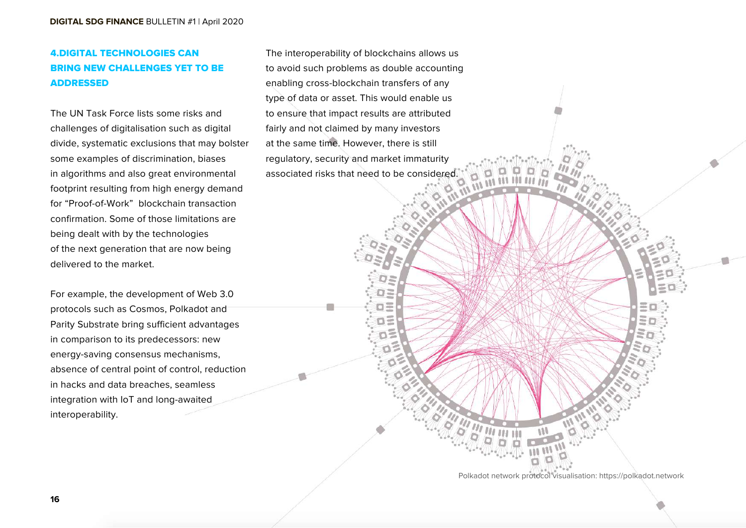## 4.DIGITAL TECHNOLOGIES CAN BRING NEW CHALLENGES YET TO BE ADDRESSED

The UN Task Force lists some risks and challenges of digitalisation such as digital divide, systematic exclusions that may bolster some examples of discrimination, biases in algorithms and also great environmental footprint resulting from high energy demand for "Proof-of-Work" blockchain transaction confirmation. Some of those limitations are being dealt with by the technologies of the next generation that are now being delivered to the market.

For example, the development of Web 3.0 protocols such as Cosmos, Polkadot and Parity Substrate bring sufficient advantages in comparison to its predecessors: new energy-saving consensus mechanisms, absence of central point of control, reduction in hacks and data breaches, seamless integration with IoT and long-awaited interoperability.

The interoperability of blockchains allows us to avoid such problems as double accounting enabling cross-blockchain transfers of any type of data or asset. This would enable us to ensure that impact results are attributed fairly and not claimed by many investors at the same time. However, there is still regulatory, security and market immaturity associated risks that need to be considered.

Polkadot network protocol visualisation: https://polkadot.network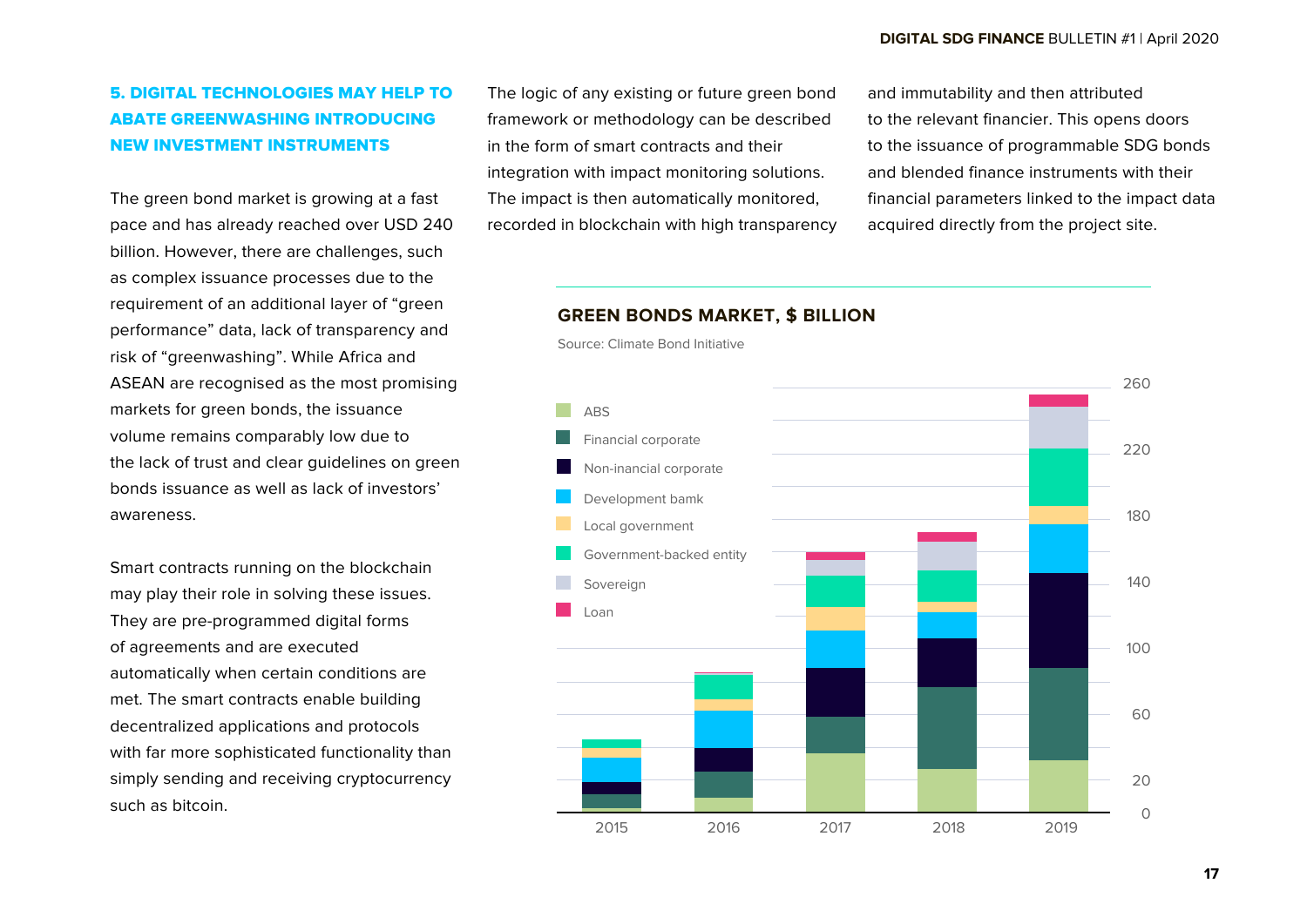## 5. DIGITAL TECHNOLOGIES MAY HELP TO ABATE GREENWASHING INTRODUCING NEW INVESTMENT INSTRUMENTS

The green bond market is growing at a fast pace and has already reached over USD 240 billion. However, there are challenges, such as complex issuance processes due to the requirement of an additional layer of "green performance" data, lack of transparency and risk of "greenwashing". While Africa and ASEAN are recognised as the most promising markets for green bonds, the issuance volume remains comparably low due to the lack of trust and clear guidelines on green bonds issuance as well as lack of investors' awareness.

Smart contracts running on the blockchain may play their role in solving these issues. They are pre-programmed digital forms of agreements and are executed automatically when certain conditions are met. The smart contracts enable building decentralized applications and protocols with far more sophisticated functionality than simply sending and receiving cryptocurrency such as bitcoin.

The logic of any existing or future green bond framework or methodology can be described in the form of smart contracts and their integration with impact monitoring solutions. The impact is then automatically monitored, recorded in blockchain with high transparency and immutability and then attributed to the relevant financier. This opens doors to the issuance of programmable SDG bonds and blended finance instruments with their financial parameters linked to the impact data acquired directly from the project site.

**GREEN BONDS MARKET, $ BILLION**

Source: Climate Bond Initiative

Legend: ABS; Financial corporate; Non-inancial corporate; Development bamk; Local government; Government-backed entity; Sovereign; Loan

Years: 2015, 2016, 2017, 2018, 2019

Axis: 0, 20, 60, 100, 140, 180, 220, 260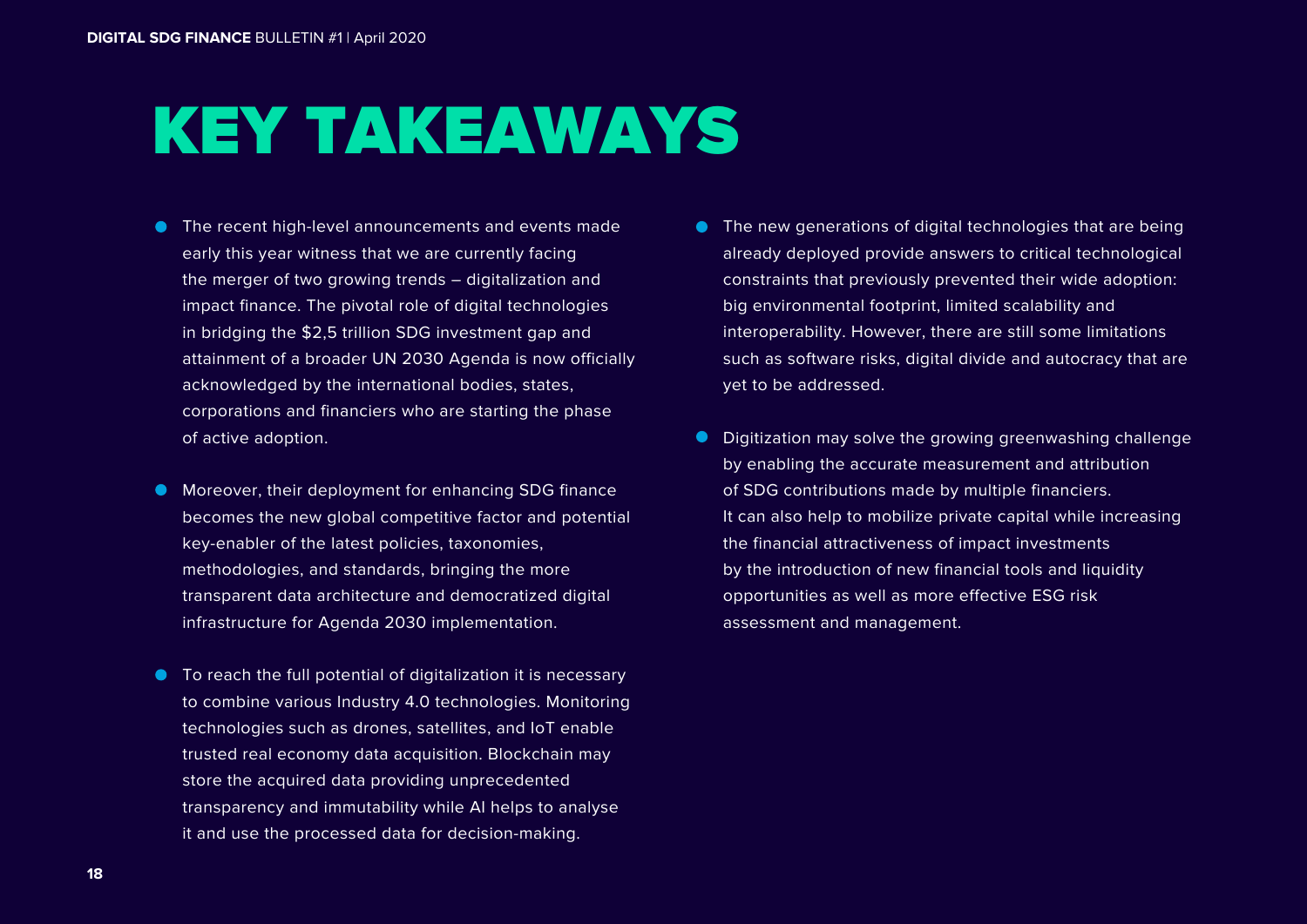# KEY TAKEAWAYS

- The recent high-level announcements and events made early this year witness that we are currently facing the merger of two growing trends – digitalization and impact finance. The pivotal role of digital technologies in bridging the $2,5 trillion SDG investment gap and attainment of a broader UN 2030 Agenda is now officially acknowledged by the international bodies, states, corporations and financiers who are starting the phase of active adoption.

- Moreover, their deployment for enhancing SDG finance becomes the new global competitive factor and potential key-enabler of the latest policies, taxonomies, methodologies, and standards, bringing the more transparent data architecture and democratized digital infrastructure for Agenda 2030 implementation.

- To reach the full potential of digitalization it is necessary to combine various Industry 4.0 technologies. Monitoring technologies such as drones, satellites, and IoT enable trusted real economy data acquisition. Blockchain may store the acquired data providing unprecedented transparency and immutability while AI helps to analyse it and use the processed data for decision-making.

- The new generations of digital technologies that are being already deployed provide answers to critical technological constraints that previously prevented their wide adoption: big environmental footprint, limited scalability and interoperability. However, there are still some limitations such as software risks, digital divide and autocracy that are yet to be addressed.

- Digitization may solve the growing greenwashing challenge by enabling the accurate measurement and attribution of SDG contributions made by multiple financiers. It can also help to mobilize private capital while increasing the financial attractiveness of impact investments by the introduction of new financial tools and liquidity opportunities as well as more effective ESG risk assessment and management.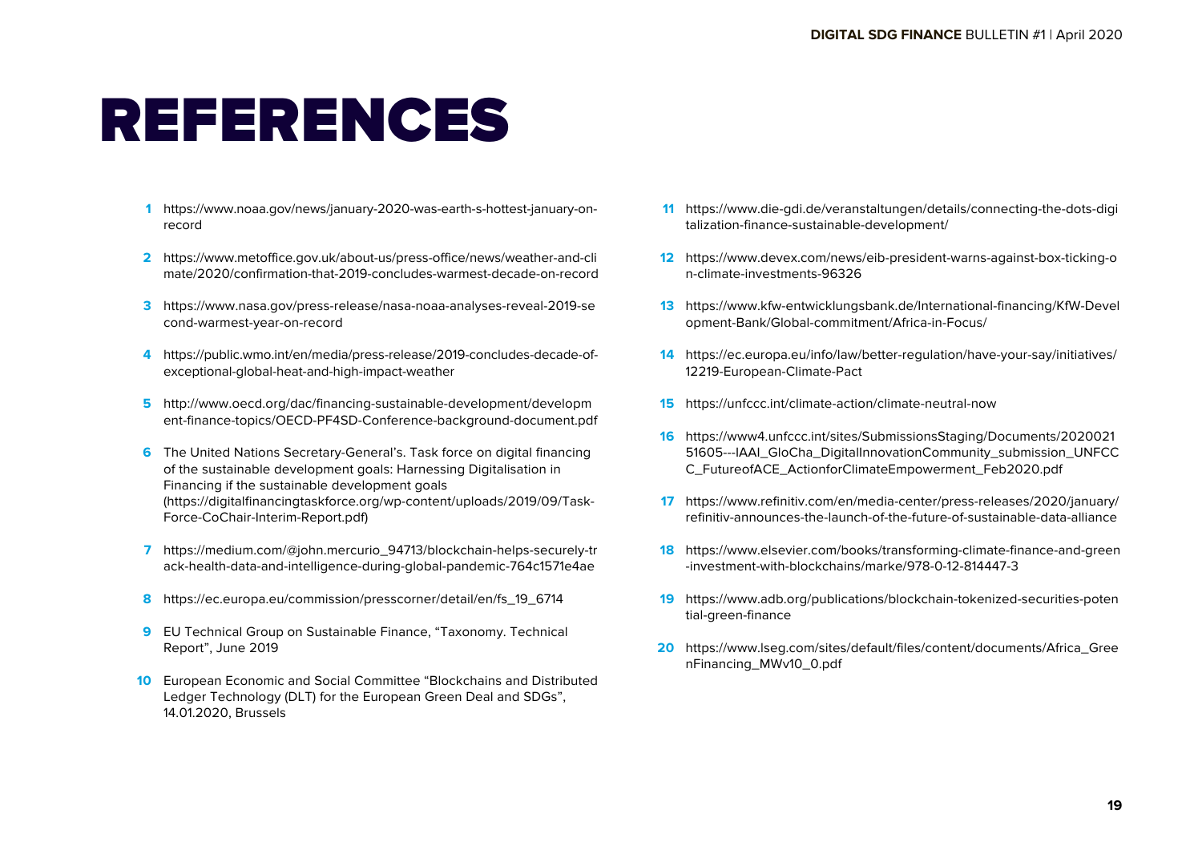# REFERENCES

1. https://www.noaa.gov/news/january-2020-was-earth-s-hottest-january-on-record
2. https://www.metoffice.gov.uk/about-us/press-office/news/weather-and-climate/2020/confirmation-that-2019-concludes-warmest-decade-on-record
3. https://www.nasa.gov/press-release/nasa-noaa-analyses-reveal-2019-second-warmest-year-on-record
4. https://public.wmo.int/en/media/press-release/2019-concludes-decade-of-exceptional-global-heat-and-high-impact-weather
5. http://www.oecd.org/dac/financing-sustainable-development/development-finance-topics/OECD-PF4SD-Conference-background-document.pdf
6. The United Nations Secretary-General's. Task force on digital financing of the sustainable development goals: Harnessing Digitalisation in Financing if the sustainable development goals (https://digitalfinancingtaskforce.org/wp-content/uploads/2019/09/Task-Force-CoChair-Interim-Report.pdf)
7. https://medium.com/@john.mercurio_94713/blockchain-helps-securely-track-health-data-and-intelligence-during-global-pandemic-764c1571e4ae
8. https://ec.europa.eu/commission/presscorner/detail/en/fs_19_6714
9. EU Technical Group on Sustainable Finance, "Taxonomy. Technical Report", June 2019
10. European Economic and Social Committee "Blockchains and Distributed Ledger Technology (DLT) for the European Green Deal and SDGs", 14.01.2020, Brussels
11. https://www.die-gdi.de/veranstaltungen/details/connecting-the-dots-digitalization-finance-sustainable-development/
12. https://www.devex.com/news/eib-president-warns-against-box-ticking-on-climate-investments-96326
13. https://www.kfw-entwicklungsbank.de/International-financing/KfW-Development-Bank/Global-commitment/Africa-in-Focus/
14. https://ec.europa.eu/info/law/better-regulation/have-your-say/initiatives/12219-European-Climate-Pact
15. https://unfccc.int/climate-action/climate-neutral-now
16. https://www4.unfccc.int/sites/SubmissionsStaging/Documents/202002151605---IAAI_GloCha_DigitalInnovationCommunity_submission_UNFCCC_FutureofACE_ActionforClimateEmpowerment_Feb2020.pdf
17. https://www.refinitiv.com/en/media-center/press-releases/2020/january/refinitiv-announces-the-launch-of-the-future-of-sustainable-data-alliance
18. https://www.elsevier.com/books/transforming-climate-finance-and-green-investment-with-blockchains/marke/978-0-12-814447-3
19. https://www.adb.org/publications/blockchain-tokenized-securities-potential-green-finance
20. https://www.lseg.com/sites/default/files/content/documents/Africa_GreenFinancing_MWv10_0.pdf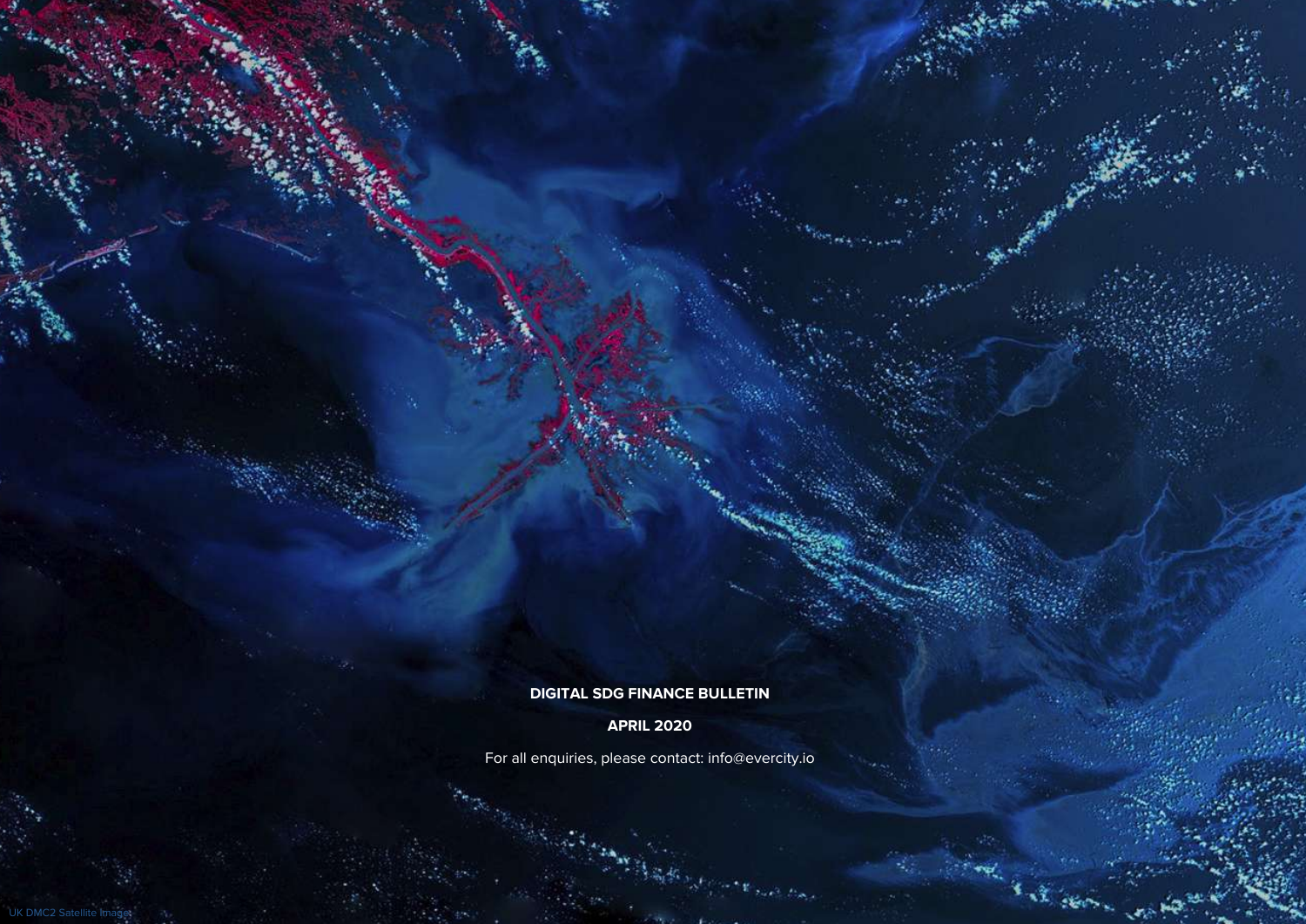**DIGITAL SDG FINANCE BULLETIN**

**APRIL 2020**

For all enquiries, please contact: info@evercity.io

UK DMC2 Satellite Image